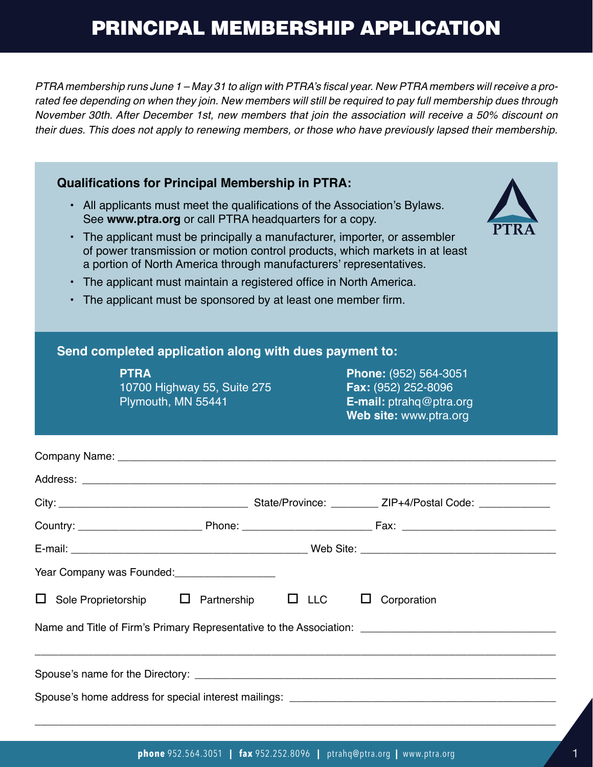# PRINCIPAL MEMBERSHIP APPLICATION

*PTRA membership runs June 1 – May 31 to align with PTRA's fiscal year. New PTRA members will receive a pro-rated fee depending on when they join. New members will still be required to pay full membership dues through November 30th. After December 1st, new members that join the association will receive a 50% discount on their dues. This does not apply to renewing members, or those who have previously lapsed their membership.*

### Qualifications for Principal Membership in PTRA:

- All applicants must meet the qualifications of the Association's Bylaws. See **www.ptra.org** or call PTRA headquarters for a copy.
- The applicant must be principally a manufacturer, importer, or assembler of power transmission or motion control products, which markets in at least a portion of North America through manufacturers' representatives.
- The applicant must maintain a registered office in North America.
- The applicant must be sponsored by at least one member firm.

PTRA

### Send completed application along with dues payment to:

**PTRA**
10700 Highway 55, Suite 275
Plymouth, MN 55441

**Phone:** (952) 564-3051
**Fax:** (952) 252-8096
**E-mail:** ptrahq@ptra.org
**Web site:** www.ptra.org

Company Name: ____________________________________________

Address: ____________________________________________

City: ______________________ State/Province: ________ ZIP+4/Postal Code: ____________

Country: ____________________ Phone: ____________________ Fax: ______________________

E-mail: ____________________________________ Web Site: ____________________________

Year Company was Founded:________________

☐ Sole Proprietorship ☐ Partnership ☐ LLC ☐ Corporation

Name and Title of Firm's Primary Representative to the Association: ____________________________

____________________________________________

Spouse's name for the Directory: ____________________________________________

Spouse's home address for special interest mailings: ____________________________________

____________________________________________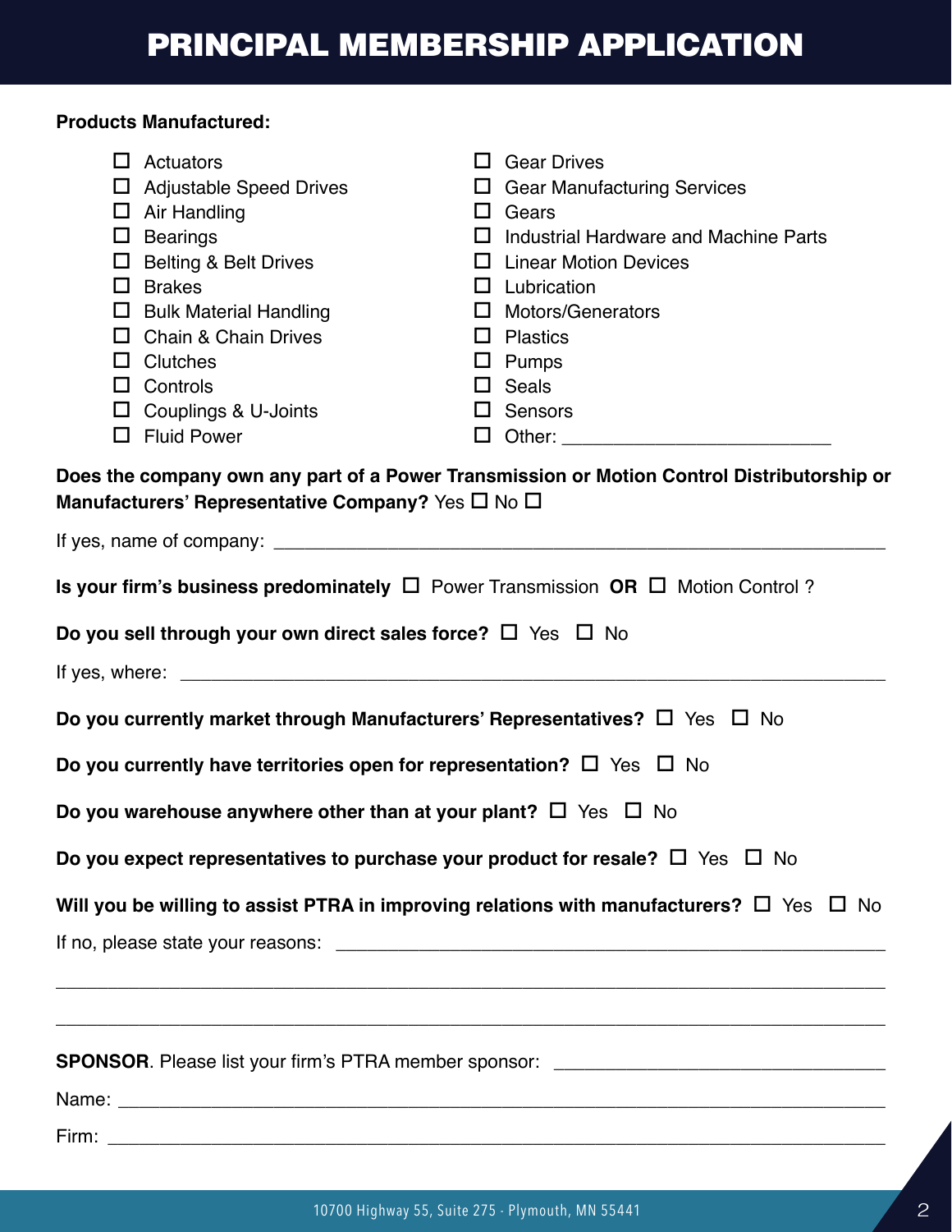# PRINCIPAL MEMBERSHIP APPLICATION

**Products Manufactured:**

- ☐ Actuators
- ☐ Adjustable Speed Drives
- ☐ Air Handling
- ☐ Bearings
- ☐ Belting & Belt Drives
- ☐ Brakes
- ☐ Bulk Material Handling
- ☐ Chain & Chain Drives
- ☐ Clutches
- ☐ Controls
- ☐ Couplings & U-Joints
- ☐ Fluid Power
- ☐ Gear Drives
- ☐ Gear Manufacturing Services
- ☐ Gears
- ☐ Industrial Hardware and Machine Parts
- ☐ Linear Motion Devices
- ☐ Lubrication
- ☐ Motors/Generators
- ☐ Plastics
- ☐ Pumps
- ☐ Seals
- ☐ Sensors
- ☐ Other: ___________________________

**Does the company own any part of a Power Transmission or Motion Control Distributorship or Manufacturers' Representative Company?** Yes ☐ No ☐

If yes, name of company: ___________________________________________________________

**Is your firm's business predominately** ☐ Power Transmission **OR** ☐ Motion Control ?

**Do you sell through your own direct sales force?** ☐ Yes ☐ No

If yes, where: ___________________________________________________________

**Do you currently market through Manufacturers' Representatives?** ☐ Yes ☐ No

**Do you currently have territories open for representation?** ☐ Yes ☐ No

**Do you warehouse anywhere other than at your plant?** ☐ Yes ☐ No

**Do you expect representatives to purchase your product for resale?** ☐ Yes ☐ No

**Will you be willing to assist PTRA in improving relations with manufacturers?** ☐ Yes ☐ No

If no, please state your reasons: ___________________________________________________________

___________________________________________________________

___________________________________________________________

**SPONSOR**. Please list your firm's PTRA member sponsor: ___________________________________

Name: ___________________________________________________________

Firm: ___________________________________________________________

10700 Highway 55, Suite 275 - Plymouth, MN 55441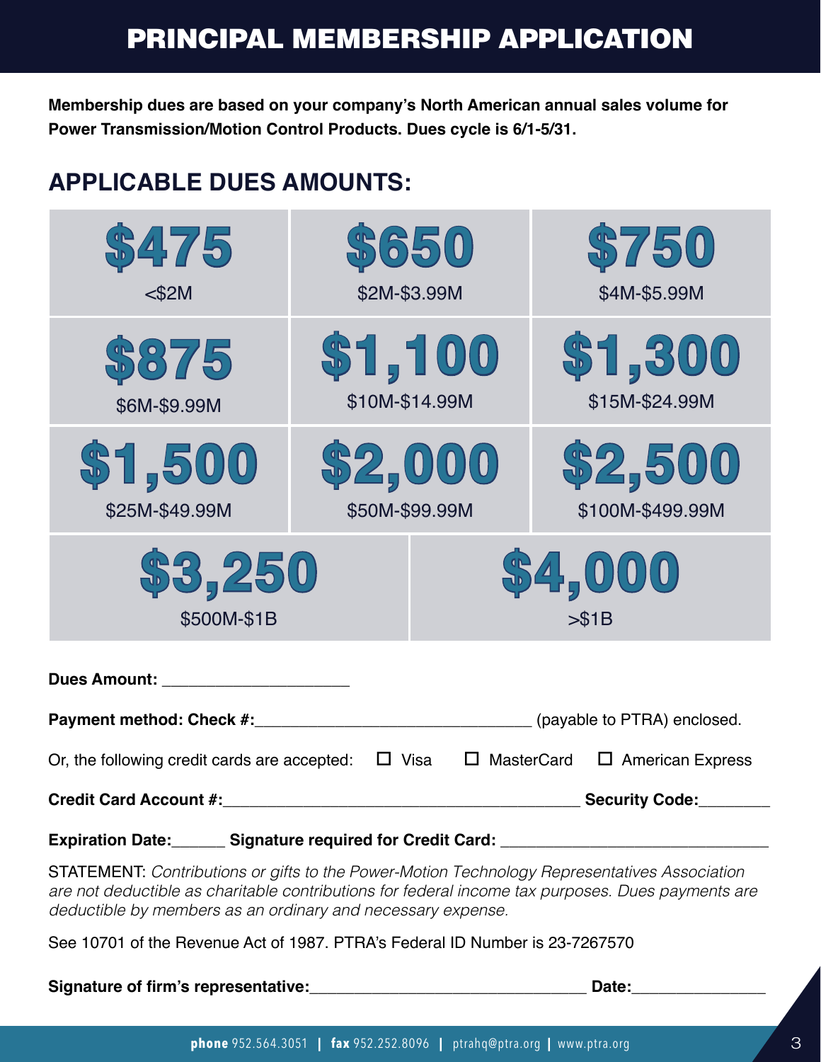# PRINCIPAL MEMBERSHIP APPLICATION

**Membership dues are based on your company's North American annual sales volume for Power Transmission/Motion Control Products. Dues cycle is 6/1-5/31.**

## APPLICABLE DUES AMOUNTS:

| | | |
|---|---|---|
| **$475** <$2M | **$650** $2M-$3.99M | **$750** $4M-$5.99M |
| **$875** $6M-$9.99M | **$1,100** $10M-$14.99M | **$1,300** $15M-$24.99M |
| **$1,500** $25M-$49.99M | **$2,000** $50M-$99.99M | **$2,500** $100M-$499.99M |
| **$3,250** $500M-$1B | **$4,000** >$1B | |

**Dues Amount:** ____________________

**Payment method: Check #:**______________________________ (payable to PTRA) enclosed.

Or, the following credit cards are accepted: ☐ Visa ☐ MasterCard ☐ American Express

**Credit Card Account #:**______________________________________ **Security Code:**________

**Expiration Date:**______ **Signature required for Credit Card:** _____________________________

STATEMENT: *Contributions or gifts to the Power-Motion Technology Representatives Association are not deductible as charitable contributions for federal income tax purposes. Dues payments are deductible by members as an ordinary and necessary expense.*

See 10701 of the Revenue Act of 1987. PTRA's Federal ID Number is 23-7267570

**Signature of firm's representative:**______________________________ **Date:**_______________

**phone** 952.564.3051 | **fax** 952.252.8096 | ptrahq@ptra.org | www.ptra.org